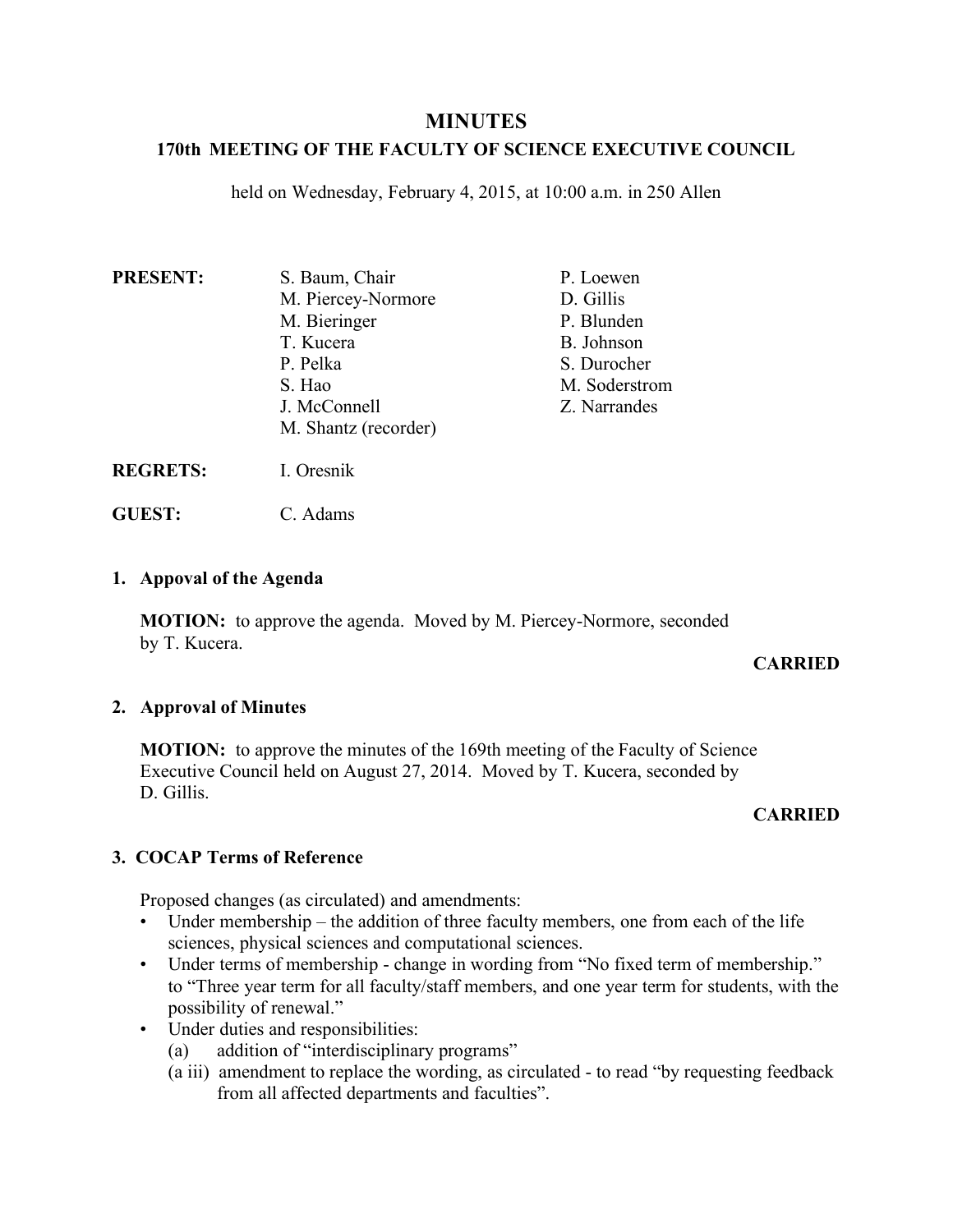# MINUTES

## 170th MEETING OF THE FACULTY OF SCIENCE EXECUTIVE COUNCIL

held on Wednesday, February 4, 2015, at 10:00 a.m. in 250 Allen

**PRESENT:**

- S. Baum, Chair
- M. Piercey-Normore
- M. Bieringer
- T. Kucera
- P. Pelka
- S. Hao
- J. McConnell
- M. Shantz (recorder)
- P. Loewen
- D. Gillis
- P. Blunden
- B. Johnson
- S. Durocher
- M. Soderstrom
- Z. Narrandes

**REGRETS:** I. Oresnik

**GUEST:** C. Adams

### 1. Appoval of the Agenda

**MOTION:** to approve the agenda. Moved by M. Piercey-Normore, seconded by T. Kucera.

**CARRIED**

### 2. Approval of Minutes

**MOTION:** to approve the minutes of the 169th meeting of the Faculty of Science Executive Council held on August 27, 2014. Moved by T. Kucera, seconded by D. Gillis.

**CARRIED**

### 3. COCAP Terms of Reference

Proposed changes (as circulated) and amendments:

- Under membership – the addition of three faculty members, one from each of the life sciences, physical sciences and computational sciences.
- Under terms of membership - change in wording from "No fixed term of membership." to "Three year term for all faculty/staff members, and one year term for students, with the possibility of renewal."
- Under duties and responsibilities:
  - (a) addition of "interdisciplinary programs"
  - (a iii) amendment to replace the wording, as circulated - to read "by requesting feedback from all affected departments and faculties".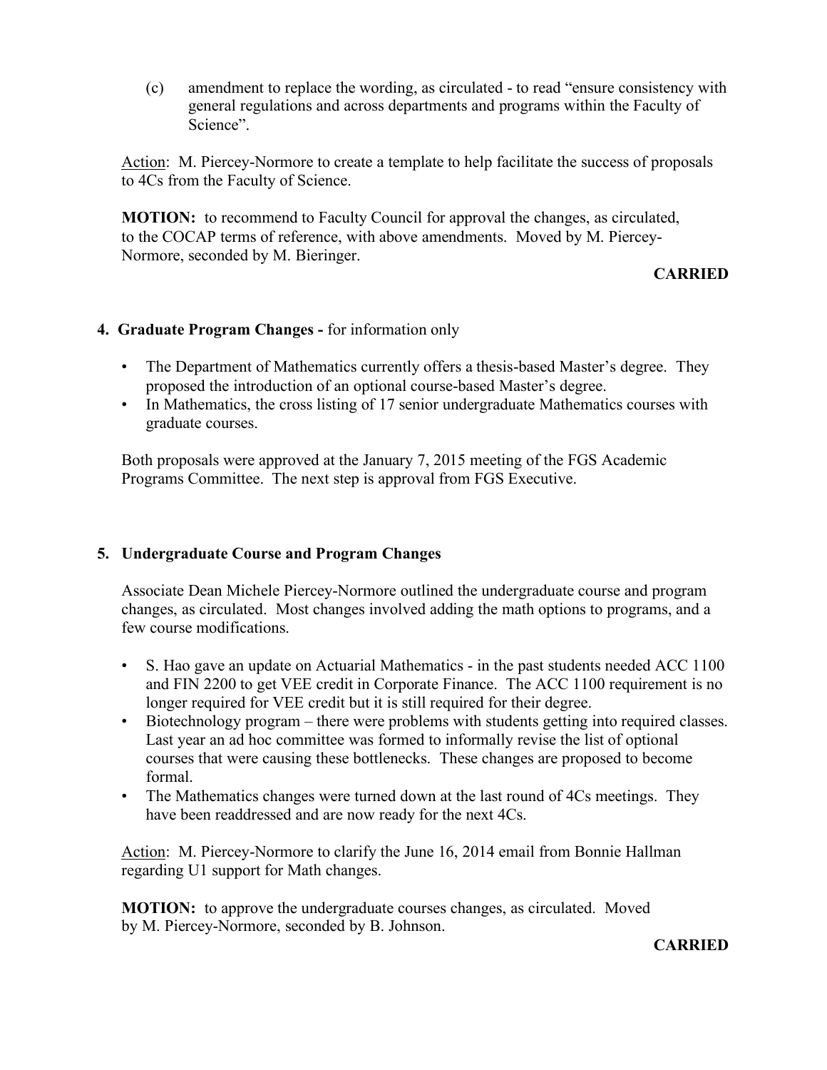(c) amendment to replace the wording, as circulated - to read "ensure consistency with general regulations and across departments and programs within the Faculty of Science".

Action: M. Piercey-Normore to create a template to help facilitate the success of proposals to 4Cs from the Faculty of Science.

**MOTION:** to recommend to Faculty Council for approval the changes, as circulated, to the COCAP terms of reference, with above amendments. Moved by M. Piercey-Normore, seconded by M. Bieringer.

**CARRIED**

## 4. Graduate Program Changes - for information only

- The Department of Mathematics currently offers a thesis-based Master's degree. They proposed the introduction of an optional course-based Master's degree.
- In Mathematics, the cross listing of 17 senior undergraduate Mathematics courses with graduate courses.

Both proposals were approved at the January 7, 2015 meeting of the FGS Academic Programs Committee. The next step is approval from FGS Executive.

## 5. Undergraduate Course and Program Changes

Associate Dean Michele Piercey-Normore outlined the undergraduate course and program changes, as circulated. Most changes involved adding the math options to programs, and a few course modifications.

- S. Hao gave an update on Actuarial Mathematics - in the past students needed ACC 1100 and FIN 2200 to get VEE credit in Corporate Finance. The ACC 1100 requirement is no longer required for VEE credit but it is still required for their degree.
- Biotechnology program – there were problems with students getting into required classes. Last year an ad hoc committee was formed to informally revise the list of optional courses that were causing these bottlenecks. These changes are proposed to become formal.
- The Mathematics changes were turned down at the last round of 4Cs meetings. They have been readdressed and are now ready for the next 4Cs.

Action: M. Piercey-Normore to clarify the June 16, 2014 email from Bonnie Hallman regarding U1 support for Math changes.

**MOTION:** to approve the undergraduate courses changes, as circulated. Moved by M. Piercey-Normore, seconded by B. Johnson.

**CARRIED**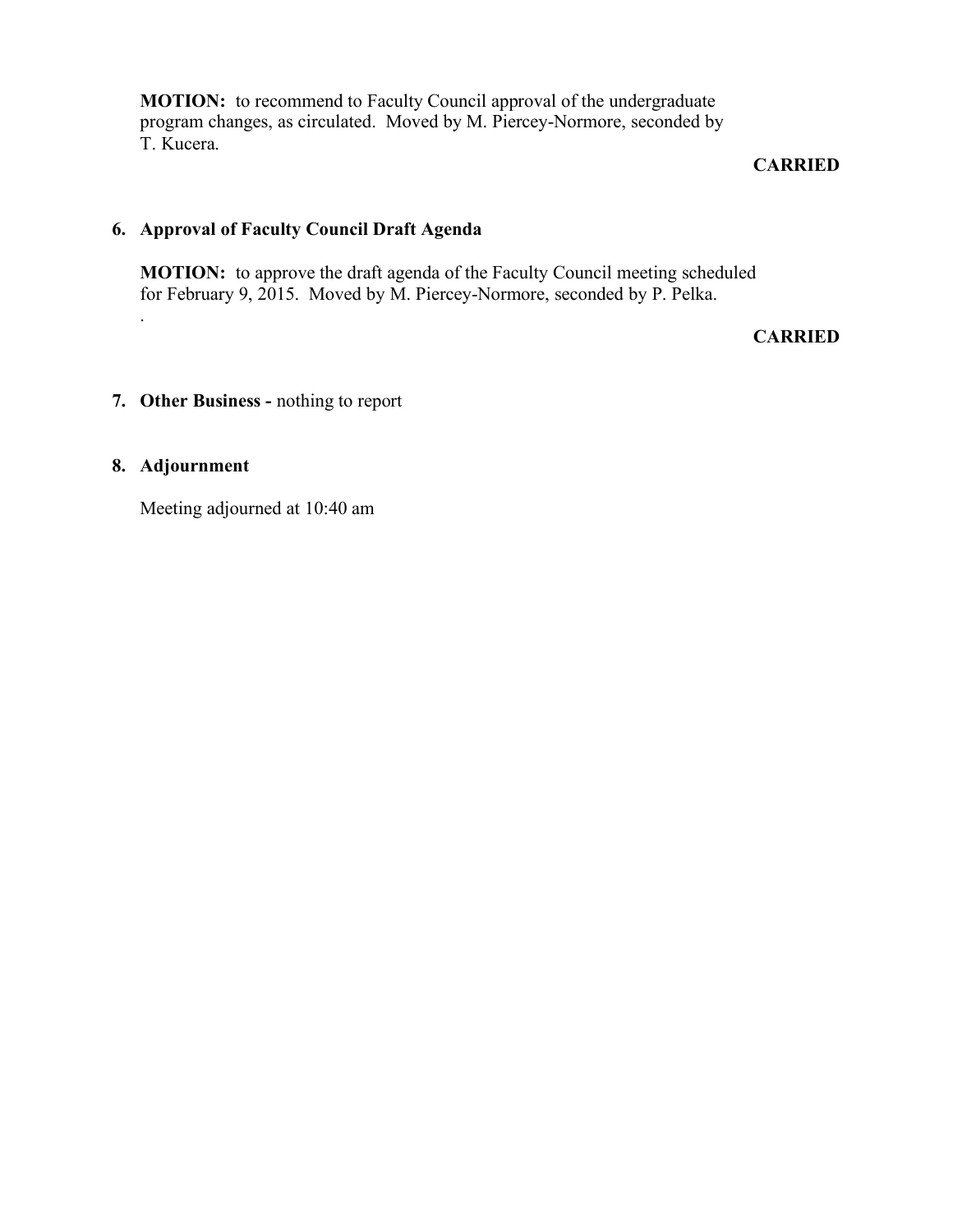**MOTION:** to recommend to Faculty Council approval of the undergraduate program changes, as circulated. Moved by M. Piercey-Normore, seconded by T. Kucera.

**CARRIED**

6. **Approval of Faculty Council Draft Agenda**

   **MOTION:** to approve the draft agenda of the Faculty Council meeting scheduled for February 9, 2015. Moved by M. Piercey-Normore, seconded by P. Pelka.
   .

   **CARRIED**

7. **Other Business -** nothing to report

8. **Adjournment**

   Meeting adjourned at 10:40 am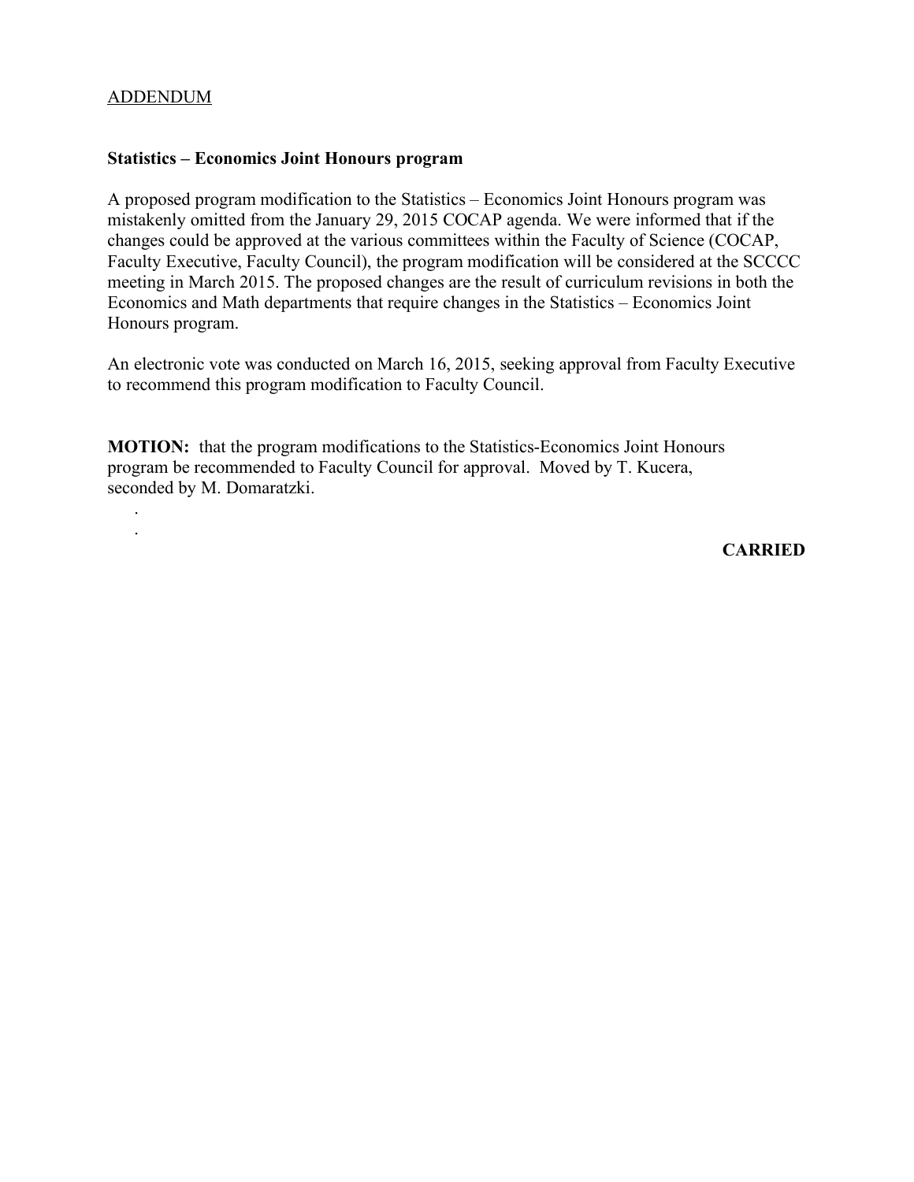ADDENDUM

**Statistics – Economics Joint Honours program**

A proposed program modification to the Statistics – Economics Joint Honours program was mistakenly omitted from the January 29, 2015 COCAP agenda. We were informed that if the changes could be approved at the various committees within the Faculty of Science (COCAP, Faculty Executive, Faculty Council), the program modification will be considered at the SCCCC meeting in March 2015. The proposed changes are the result of curriculum revisions in both the Economics and Math departments that require changes in the Statistics – Economics Joint Honours program.

An electronic vote was conducted on March 16, 2015, seeking approval from Faculty Executive to recommend this program modification to Faculty Council.

**MOTION:** that the program modifications to the Statistics-Economics Joint Honours program be recommended to Faculty Council for approval. Moved by T. Kucera, seconded by M. Domaratzki.

.
.

**CARRIED**